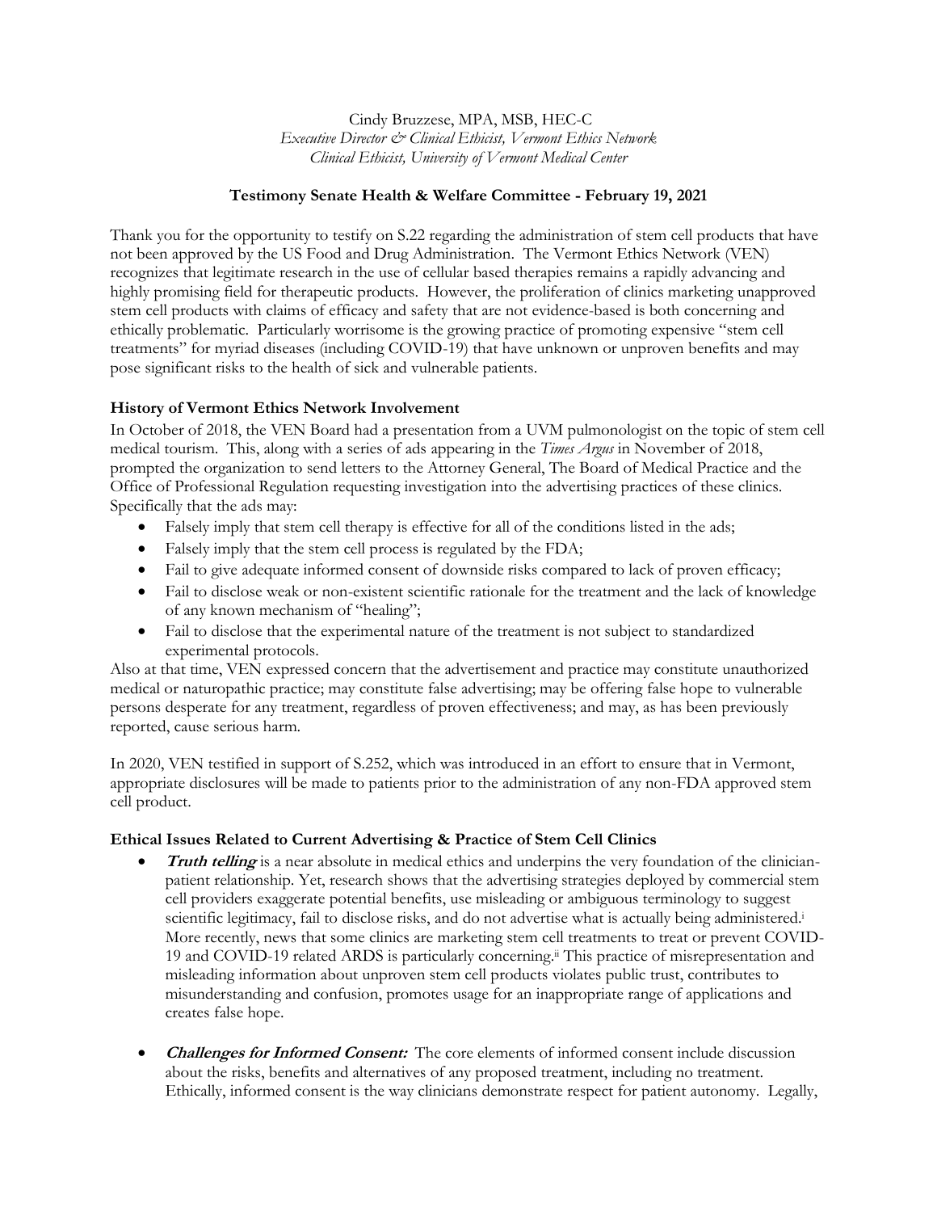Cindy Bruzzese, MPA, MSB, HEC-C
*Executive Director & Clinical Ethicist, Vermont Ethics Network*
*Clinical Ethicist, University of Vermont Medical Center*

**Testimony Senate Health & Welfare Committee - February 19, 2021**

Thank you for the opportunity to testify on S.22 regarding the administration of stem cell products that have not been approved by the US Food and Drug Administration. The Vermont Ethics Network (VEN) recognizes that legitimate research in the use of cellular based therapies remains a rapidly advancing and highly promising field for therapeutic products. However, the proliferation of clinics marketing unapproved stem cell products with claims of efficacy and safety that are not evidence-based is both concerning and ethically problematic. Particularly worrisome is the growing practice of promoting expensive "stem cell treatments" for myriad diseases (including COVID-19) that have unknown or unproven benefits and may pose significant risks to the health of sick and vulnerable patients.

**History of Vermont Ethics Network Involvement**

In October of 2018, the VEN Board had a presentation from a UVM pulmonologist on the topic of stem cell medical tourism. This, along with a series of ads appearing in the *Times Argus* in November of 2018, prompted the organization to send letters to the Attorney General, The Board of Medical Practice and the Office of Professional Regulation requesting investigation into the advertising practices of these clinics. Specifically that the ads may:

- Falsely imply that stem cell therapy is effective for all of the conditions listed in the ads;
- Falsely imply that the stem cell process is regulated by the FDA;
- Fail to give adequate informed consent of downside risks compared to lack of proven efficacy;
- Fail to disclose weak or non-existent scientific rationale for the treatment and the lack of knowledge of any known mechanism of "healing";
- Fail to disclose that the experimental nature of the treatment is not subject to standardized experimental protocols.

Also at that time, VEN expressed concern that the advertisement and practice may constitute unauthorized medical or naturopathic practice; may constitute false advertising; may be offering false hope to vulnerable persons desperate for any treatment, regardless of proven effectiveness; and may, as has been previously reported, cause serious harm.

In 2020, VEN testified in support of S.252, which was introduced in an effort to ensure that in Vermont, appropriate disclosures will be made to patients prior to the administration of any non-FDA approved stem cell product.

**Ethical Issues Related to Current Advertising & Practice of Stem Cell Clinics**

- ***Truth telling*** is a near absolute in medical ethics and underpins the very foundation of the clinician-patient relationship. Yet, research shows that the advertising strategies deployed by commercial stem cell providers exaggerate potential benefits, use misleading or ambiguous terminology to suggest scientific legitimacy, fail to disclose risks, and do not advertise what is actually being administered.[i] More recently, news that some clinics are marketing stem cell treatments to treat or prevent COVID-19 and COVID-19 related ARDS is particularly concerning.[ii] This practice of misrepresentation and misleading information about unproven stem cell products violates public trust, contributes to misunderstanding and confusion, promotes usage for an inappropriate range of applications and creates false hope.

- ***Challenges for Informed Consent:*** The core elements of informed consent include discussion about the risks, benefits and alternatives of any proposed treatment, including no treatment. Ethically, informed consent is the way clinicians demonstrate respect for patient autonomy. Legally,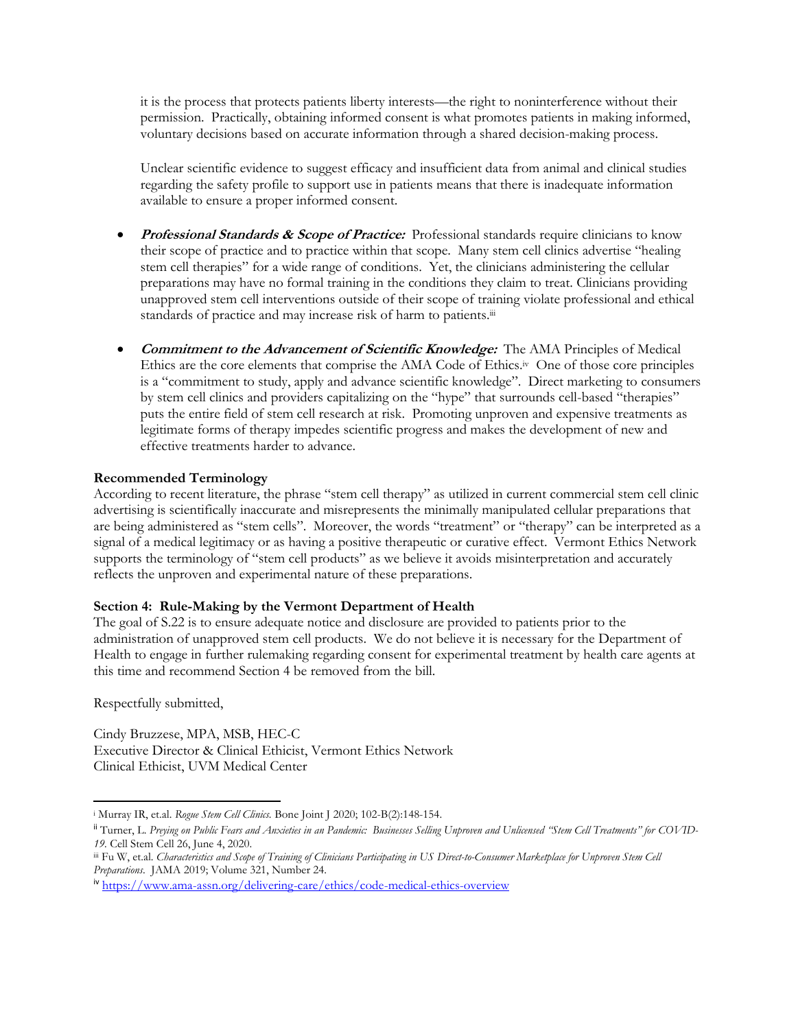it is the process that protects patients liberty interests—the right to noninterference without their permission. Practically, obtaining informed consent is what promotes patients in making informed, voluntary decisions based on accurate information through a shared decision-making process.

Unclear scientific evidence to suggest efficacy and insufficient data from animal and clinical studies regarding the safety profile to support use in patients means that there is inadequate information available to ensure a proper informed consent.

- ***Professional Standards & Scope of Practice:*** Professional standards require clinicians to know their scope of practice and to practice within that scope. Many stem cell clinics advertise "healing stem cell therapies" for a wide range of conditions. Yet, the clinicians administering the cellular preparations may have no formal training in the conditions they claim to treat. Clinicians providing unapproved stem cell interventions outside of their scope of training violate professional and ethical standards of practice and may increase risk of harm to patients.[iii]

- ***Commitment to the Advancement of Scientific Knowledge:*** The AMA Principles of Medical Ethics are the core elements that comprise the AMA Code of Ethics.[iv] One of those core principles is a "commitment to study, apply and advance scientific knowledge". Direct marketing to consumers by stem cell clinics and providers capitalizing on the "hype" that surrounds cell-based "therapies" puts the entire field of stem cell research at risk. Promoting unproven and expensive treatments as legitimate forms of therapy impedes scientific progress and makes the development of new and effective treatments harder to advance.

**Recommended Terminology**

According to recent literature, the phrase "stem cell therapy" as utilized in current commercial stem cell clinic advertising is scientifically inaccurate and misrepresents the minimally manipulated cellular preparations that are being administered as "stem cells". Moreover, the words "treatment" or "therapy" can be interpreted as a signal of a medical legitimacy or as having a positive therapeutic or curative effect. Vermont Ethics Network supports the terminology of "stem cell products" as we believe it avoids misinterpretation and accurately reflects the unproven and experimental nature of these preparations.

**Section 4: Rule-Making by the Vermont Department of Health**

The goal of S.22 is to ensure adequate notice and disclosure are provided to patients prior to the administration of unapproved stem cell products. We do not believe it is necessary for the Department of Health to engage in further rulemaking regarding consent for experimental treatment by health care agents at this time and recommend Section 4 be removed from the bill.

Respectfully submitted,

Cindy Bruzzese, MPA, MSB, HEC-C
Executive Director & Clinical Ethicist, Vermont Ethics Network
Clinical Ethicist, UVM Medical Center

---

[i] Murray IR, et.al. *Rogue Stem Cell Clinics.* Bone Joint J 2020; 102-B(2):148-154.

[ii] Turner, L. *Preying on Public Fears and Anxieties in an Pandemic: Businesses Selling Unproven and Unlicensed "Stem Cell Treatments" for COVID-19.* Cell Stem Cell 26, June 4, 2020.

[iii] Fu W, et.al. *Characteristics and Scope of Training of Clinicians Participating in US Direct-to-Consumer Marketplace for Unproven Stem Cell Preparations.* JAMA 2019; Volume 321, Number 24.

[iv] https://www.ama-assn.org/delivering-care/ethics/code-medical-ethics-overview